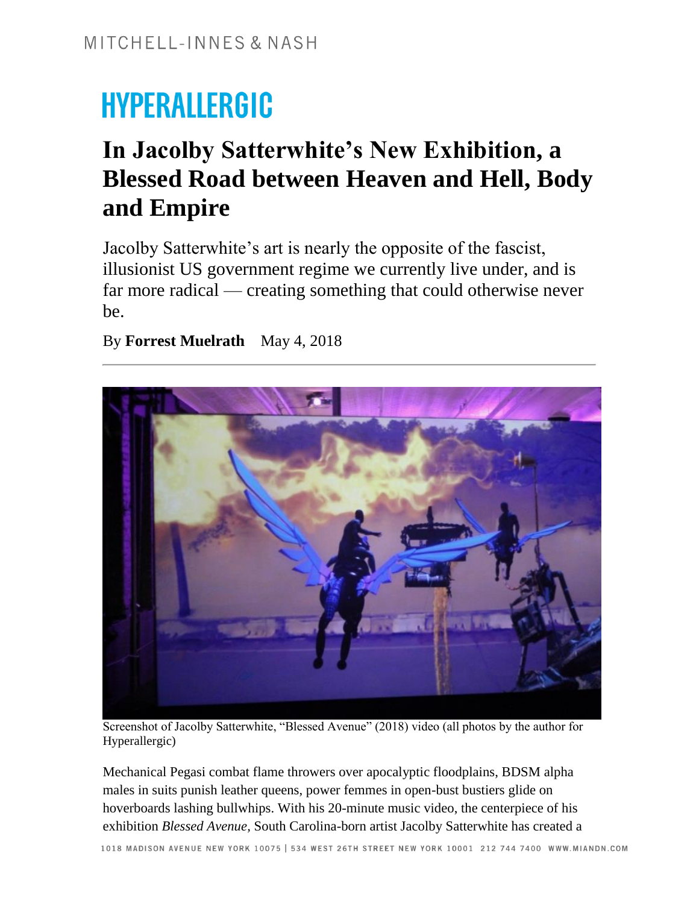# HYPERALLERGIC

## In Jacolby Satterwhite's New Exhibition, a Blessed Road between Heaven and Hell, Body and Empire

Jacolby Satterwhite's art is nearly the opposite of the fascist, illusionist US government regime we currently live under, and is far more radical — creating something that could otherwise never be.

By **Forrest Muelrath** May 4, 2018

Screenshot of Jacolby Satterwhite, "Blessed Avenue" (2018) video (all photos by the author for Hyperallergic)

Mechanical Pegasi combat flame throwers over apocalyptic floodplains, BDSM alpha males in suits punish leather queens, power femmes in open-bust bustiers glide on hoverboards lashing bullwhips. With his 20-minute music video, the centerpiece of his exhibition *Blessed Avenue,* South Carolina-born artist Jacolby Satterwhite has created a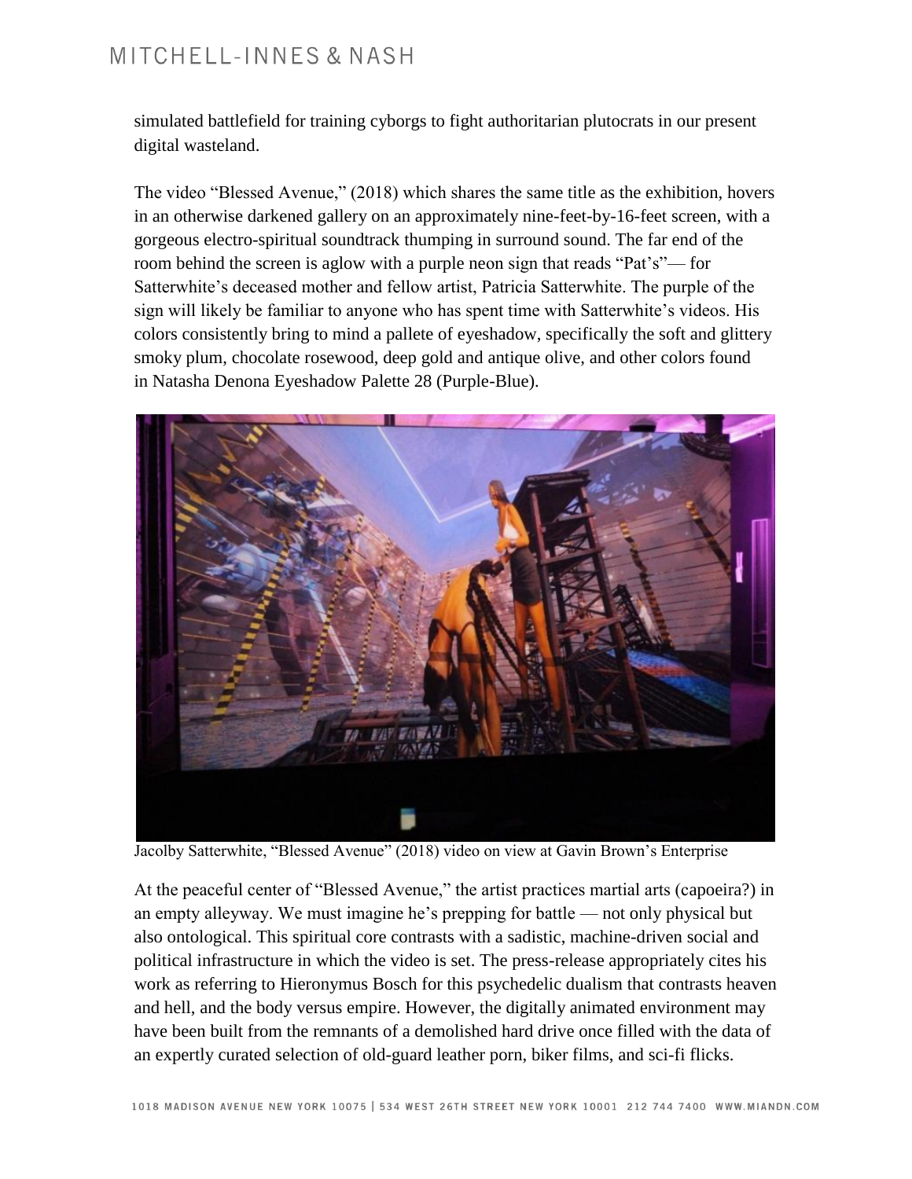simulated battlefield for training cyborgs to fight authoritarian plutocrats in our present digital wasteland.

The video "Blessed Avenue," (2018) which shares the same title as the exhibition, hovers in an otherwise darkened gallery on an approximately nine-feet-by-16-feet screen, with a gorgeous electro-spiritual soundtrack thumping in surround sound. The far end of the room behind the screen is aglow with a purple neon sign that reads "Pat's"— for Satterwhite's deceased mother and fellow artist, Patricia Satterwhite. The purple of the sign will likely be familiar to anyone who has spent time with Satterwhite's videos. His colors consistently bring to mind a pallete of eyeshadow, specifically the soft and glittery smoky plum, chocolate rosewood, deep gold and antique olive, and other colors found in Natasha Denona Eyeshadow Palette 28 (Purple-Blue).

Jacolby Satterwhite, "Blessed Avenue" (2018) video on view at Gavin Brown's Enterprise

At the peaceful center of "Blessed Avenue," the artist practices martial arts (capoeira?) in an empty alleyway. We must imagine he's prepping for battle — not only physical but also ontological. This spiritual core contrasts with a sadistic, machine-driven social and political infrastructure in which the video is set. The press-release appropriately cites his work as referring to Hieronymus Bosch for this psychedelic dualism that contrasts heaven and hell, and the body versus empire. However, the digitally animated environment may have been built from the remnants of a demolished hard drive once filled with the data of an expertly curated selection of old-guard leather porn, biker films, and sci-fi flicks.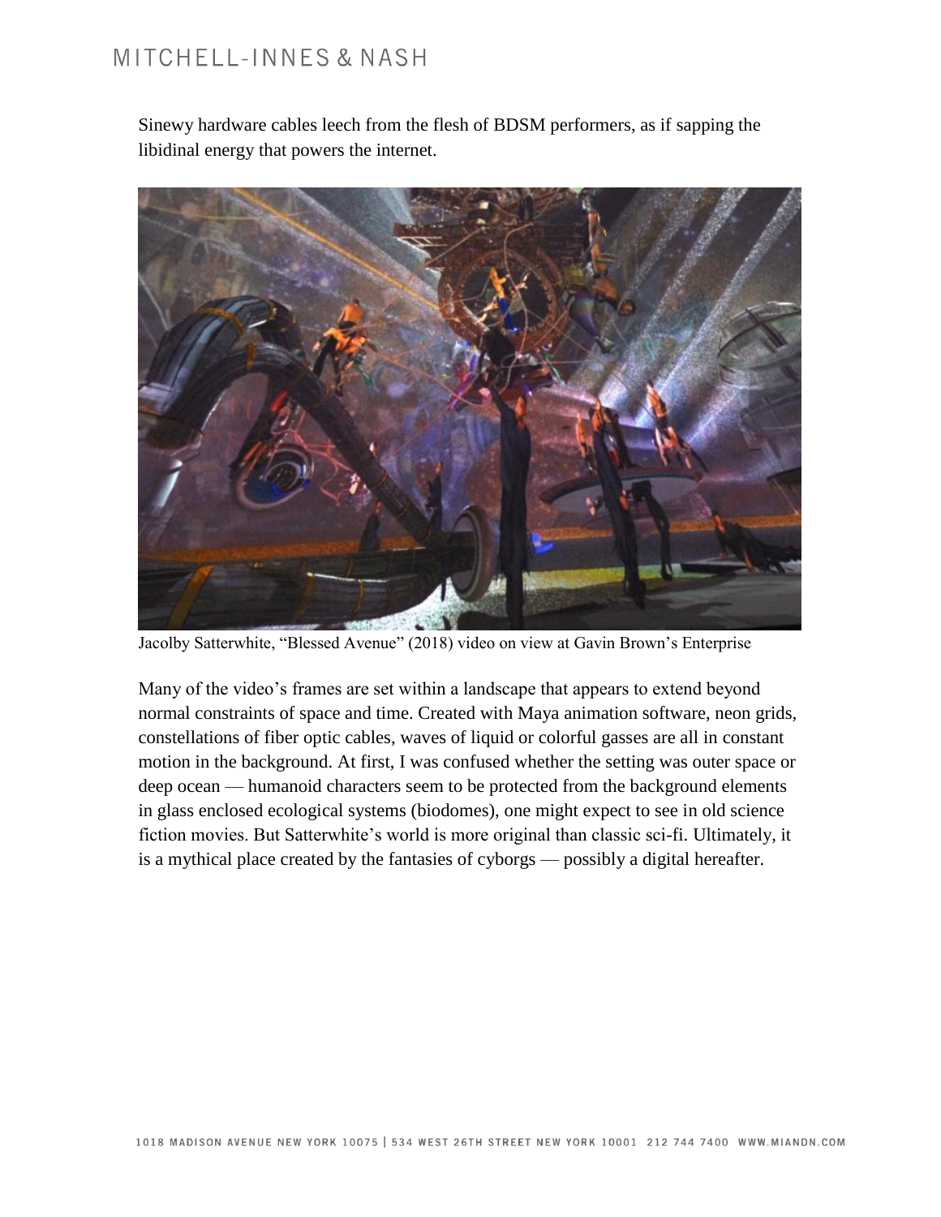Sinewy hardware cables leech from the flesh of BDSM performers, as if sapping the libidinal energy that powers the internet.

Jacolby Satterwhite, "Blessed Avenue" (2018) video on view at Gavin Brown's Enterprise

Many of the video's frames are set within a landscape that appears to extend beyond normal constraints of space and time. Created with Maya animation software, neon grids, constellations of fiber optic cables, waves of liquid or colorful gasses are all in constant motion in the background. At first, I was confused whether the setting was outer space or deep ocean — humanoid characters seem to be protected from the background elements in glass enclosed ecological systems (biodomes), one might expect to see in old science fiction movies. But Satterwhite's world is more original than classic sci-fi. Ultimately, it is a mythical place created by the fantasies of cyborgs — possibly a digital hereafter.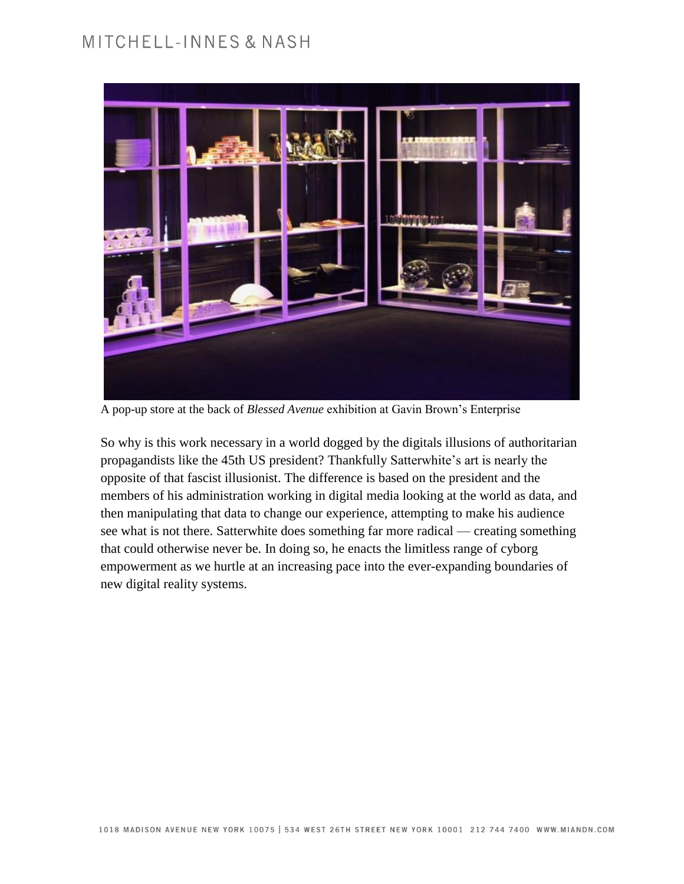A pop-up store at the back of *Blessed Avenue* exhibition at Gavin Brown's Enterprise

So why is this work necessary in a world dogged by the digitals illusions of authoritarian propagandists like the 45th US president? Thankfully Satterwhite's art is nearly the opposite of that fascist illusionist. The difference is based on the president and the members of his administration working in digital media looking at the world as data, and then manipulating that data to change our experience, attempting to make his audience see what is not there. Satterwhite does something far more radical — creating something that could otherwise never be. In doing so, he enacts the limitless range of cyborg empowerment as we hurtle at an increasing pace into the ever-expanding boundaries of new digital reality systems.